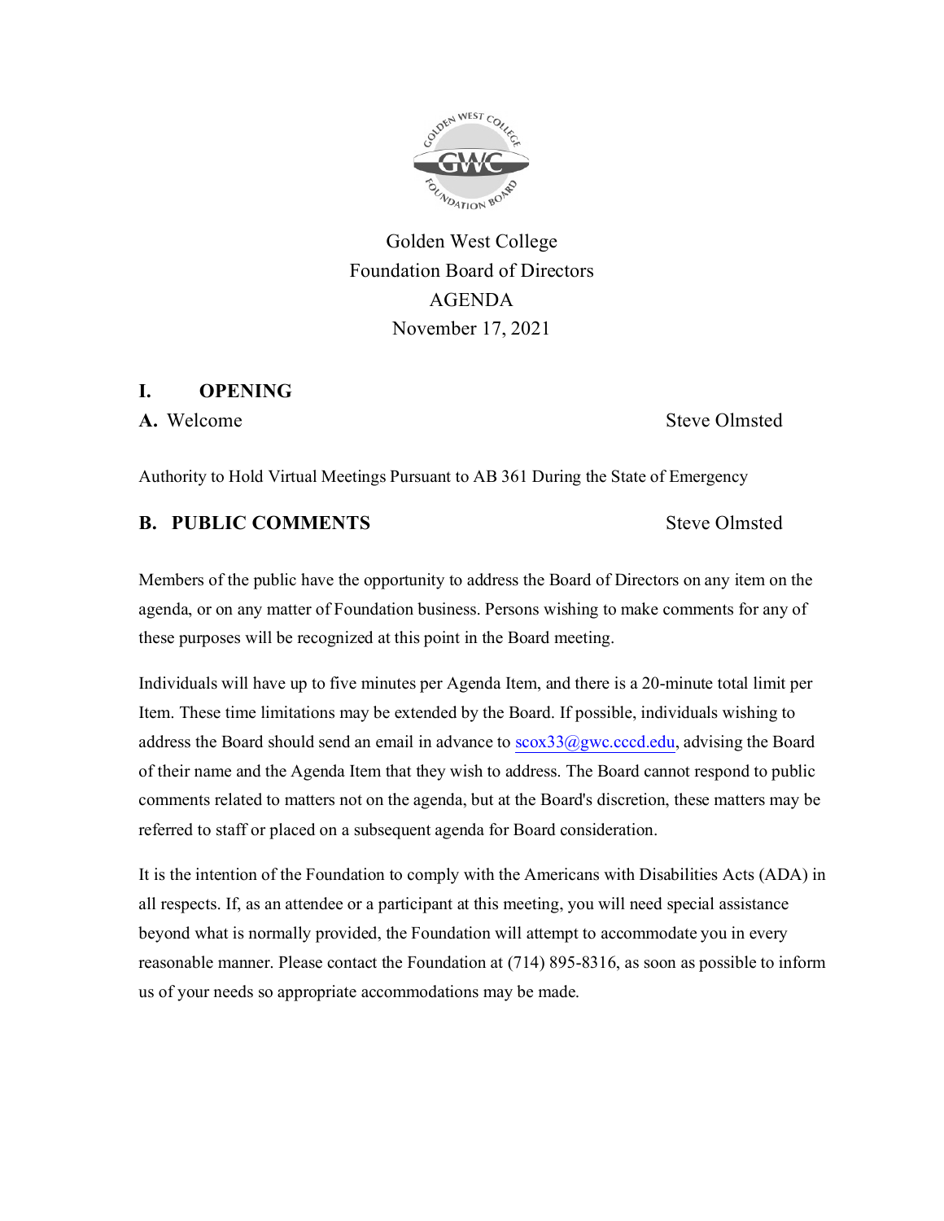Golden West College
Foundation Board of Directors
AGENDA
November 17, 2021

## I. OPENING

**A.** Welcome — Steve Olmsted

Authority to Hold Virtual Meetings Pursuant to AB 361 During the State of Emergency

### B. PUBLIC COMMENTS — Steve Olmsted

Members of the public have the opportunity to address the Board of Directors on any item on the agenda, or on any matter of Foundation business. Persons wishing to make comments for any of these purposes will be recognized at this point in the Board meeting.

Individuals will have up to five minutes per Agenda Item, and there is a 20-minute total limit per Item. These time limitations may be extended by the Board. If possible, individuals wishing to address the Board should send an email in advance to scox33@gwc.cccd.edu, advising the Board of their name and the Agenda Item that they wish to address. The Board cannot respond to public comments related to matters not on the agenda, but at the Board's discretion, these matters may be referred to staff or placed on a subsequent agenda for Board consideration.

It is the intention of the Foundation to comply with the Americans with Disabilities Acts (ADA) in all respects. If, as an attendee or a participant at this meeting, you will need special assistance beyond what is normally provided, the Foundation will attempt to accommodate you in every reasonable manner. Please contact the Foundation at (714) 895-8316, as soon as possible to inform us of your needs so appropriate accommodations may be made.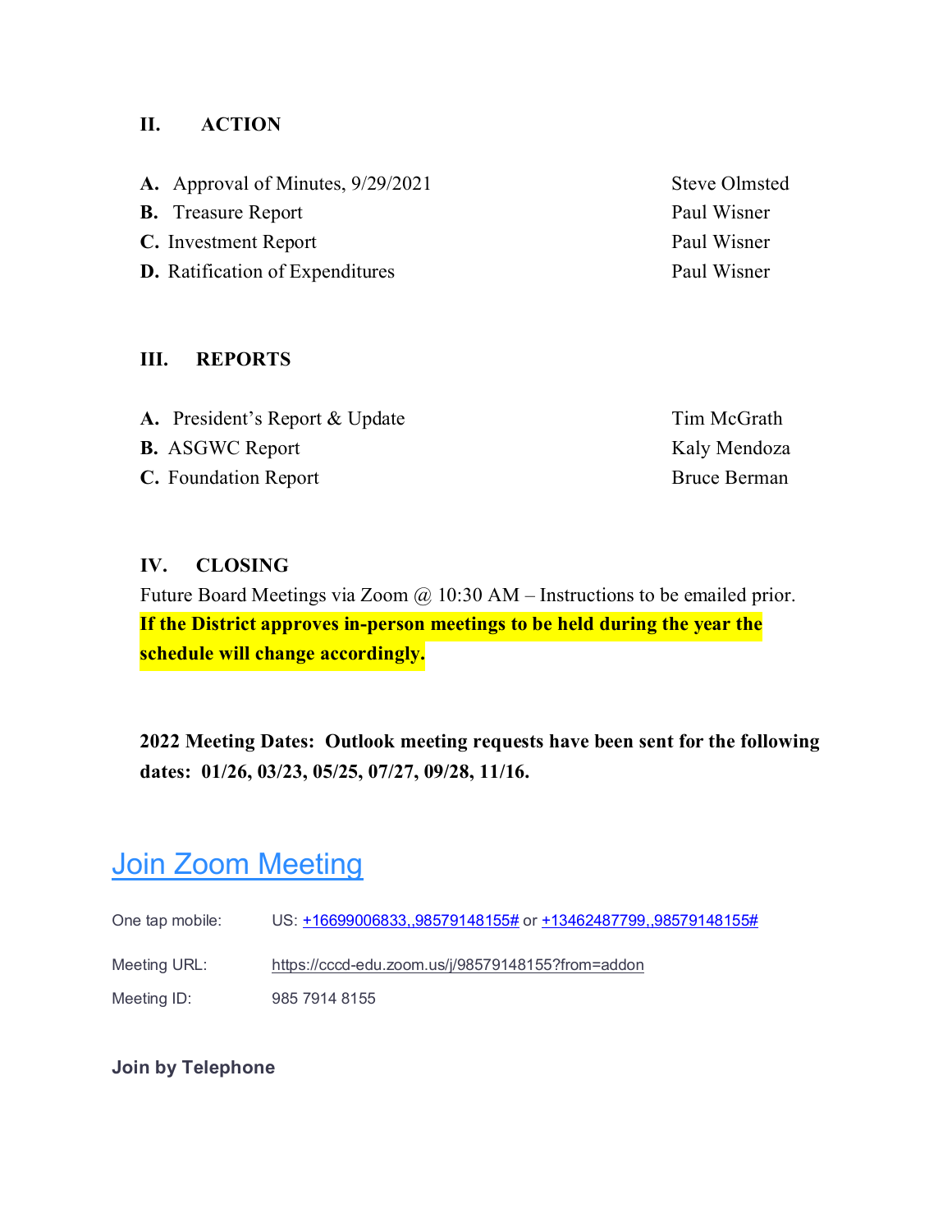## II. ACTION

| | |
|---|---|
| **A.** Approval of Minutes, 9/29/2021 | Steve Olmsted |
| **B.** Treasure Report | Paul Wisner |
| **C.** Investment Report | Paul Wisner |
| **D.** Ratification of Expenditures | Paul Wisner |

## III. REPORTS

| | |
|---|---|
| **A.** President's Report & Update | Tim McGrath |
| **B.** ASGWC Report | Kaly Mendoza |
| **C.** Foundation Report | Bruce Berman |

## IV. CLOSING

Future Board Meetings via Zoom @ 10:30 AM – Instructions to be emailed prior.
**If the District approves in-person meetings to be held during the year the schedule will change accordingly.**

**2022 Meeting Dates: Outlook meeting requests have been sent for the following dates: 01/26, 03/23, 05/25, 07/27, 09/28, 11/16.**

# Join Zoom Meeting

One tap mobile: US: +16699006833,,98579148155# or +13462487799,,98579148155#

Meeting URL: https://cccd-edu.zoom.us/j/98579148155?from=addon

Meeting ID: 985 7914 8155

**Join by Telephone**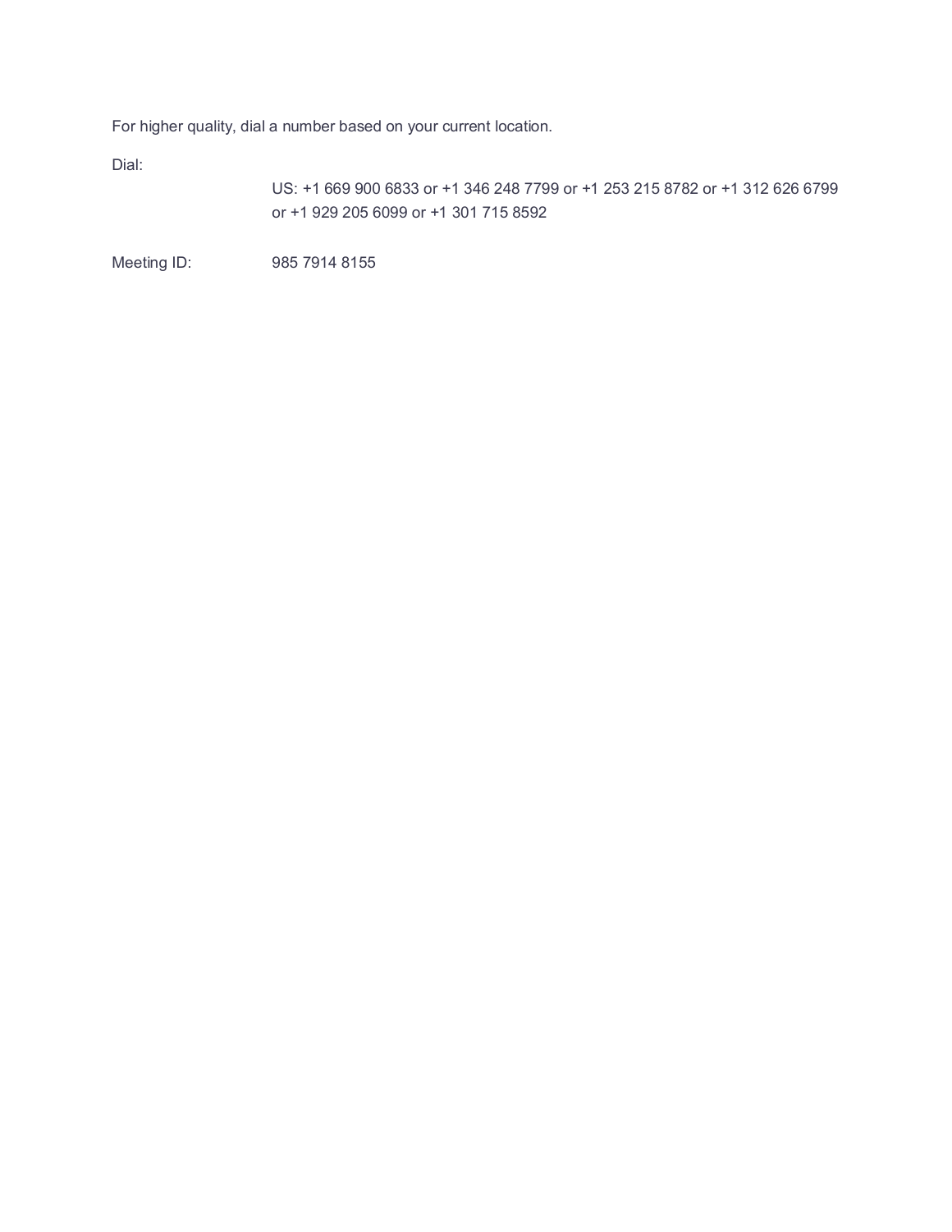For higher quality, dial a number based on your current location.

Dial:

US: +1 669 900 6833 or +1 346 248 7799 or +1 253 215 8782 or +1 312 626 6799 or +1 929 205 6099 or +1 301 715 8592

Meeting ID: 985 7914 8155